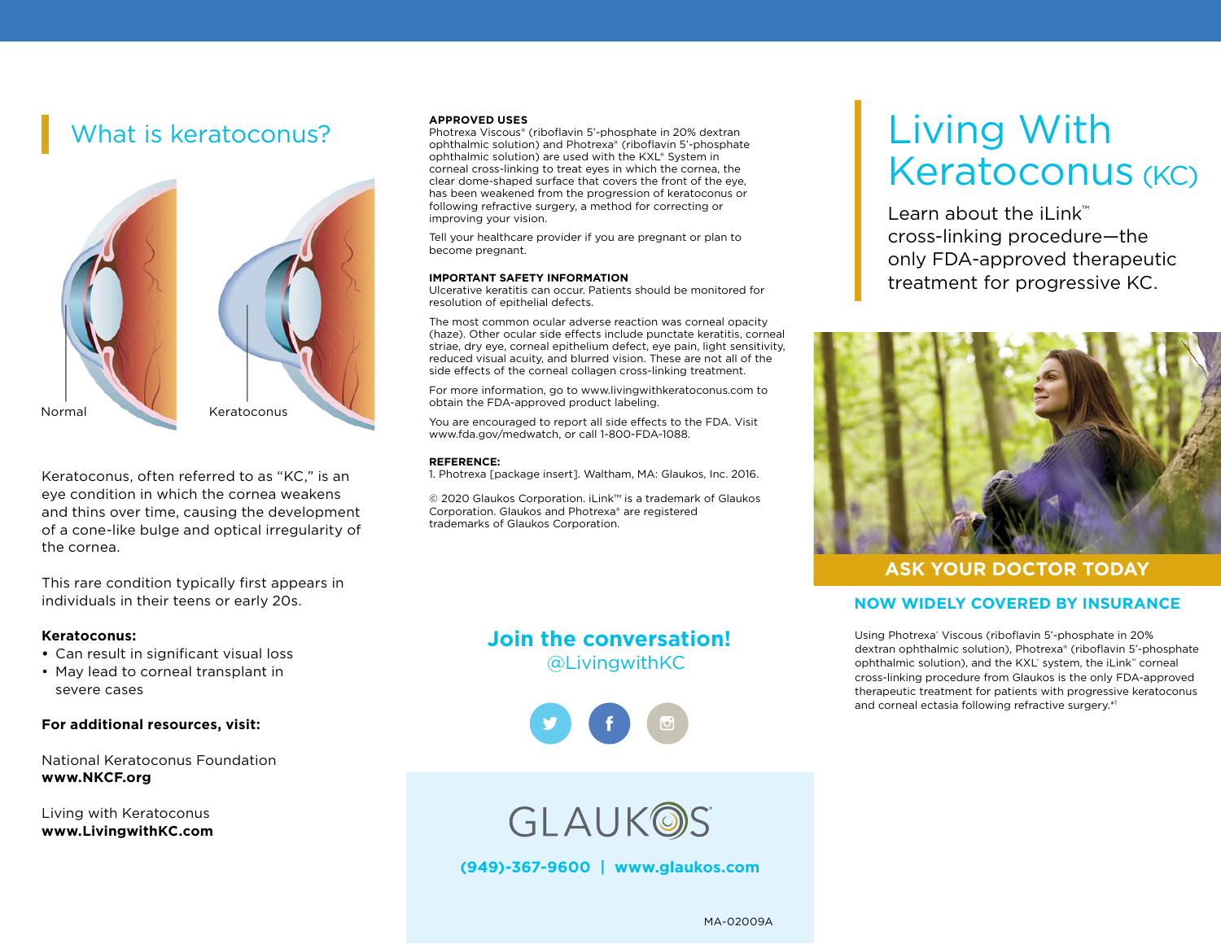## What is keratoconus?

Normal

Keratoconus

Keratoconus, often referred to as "KC," is an eye condition in which the cornea weakens and thins over time, causing the development of a cone-like bulge and optical irregularity of the cornea.

This rare condition typically first appears in individuals in their teens or early 20s.

**Keratoconus:**

- Can result in significant visual loss
- May lead to corneal transplant in severe cases

**For additional resources, visit:**

National Keratoconus Foundation
**www.NKCF.org**

Living with Keratoconus
**www.LivingwithKC.com**

**APPROVED USES**

Photrexa Viscous® (riboflavin 5'-phosphate in 20% dextran ophthalmic solution) and Photrexa® (riboflavin 5'-phosphate ophthalmic solution) are used with the KXL® System in corneal cross-linking to treat eyes in which the cornea, the clear dome-shaped surface that covers the front of the eye, has been weakened from the progression of keratoconus or following refractive surgery, a method for correcting or improving your vision.

Tell your healthcare provider if you are pregnant or plan to become pregnant.

**IMPORTANT SAFETY INFORMATION**

Ulcerative keratitis can occur. Patients should be monitored for resolution of epithelial defects.

The most common ocular adverse reaction was corneal opacity (haze). Other ocular side effects include punctate keratitis, corneal striae, dry eye, corneal epithelium defect, eye pain, light sensitivity, reduced visual acuity, and blurred vision. These are not all of the side effects of the corneal collagen cross-linking treatment.

For more information, go to www.livingwithkeratoconus.com to obtain the FDA-approved product labeling.

You are encouraged to report all side effects to the FDA. Visit www.fda.gov/medwatch, or call 1-800-FDA-1088.

**REFERENCE:**

1. Photrexa [package insert]. Waltham, MA: Glaukos, Inc. 2016.

© 2020 Glaukos Corporation. iLink™ is a trademark of Glaukos Corporation. Glaukos and Photrexa® are registered trademarks of Glaukos Corporation.

**Join the conversation!**
@LivingwithKC

GLAUKOS®

**(949)-367-9600 | www.glaukos.com**

MA-02009A

# Living With Keratoconus (KC)

Learn about the iLink™ cross-linking procedure—the only FDA-approved therapeutic treatment for progressive KC.

**ASK YOUR DOCTOR TODAY**

**NOW WIDELY COVERED BY INSURANCE**

Using Photrexa® Viscous (riboflavin 5'-phosphate in 20% dextran ophthalmic solution), Photrexa® (riboflavin 5'-phosphate ophthalmic solution), and the KXL® system, the iLink™ corneal cross-linking procedure from Glaukos is the only FDA-approved therapeutic treatment for patients with progressive keratoconus and corneal ectasia following refractive surgery.*[1]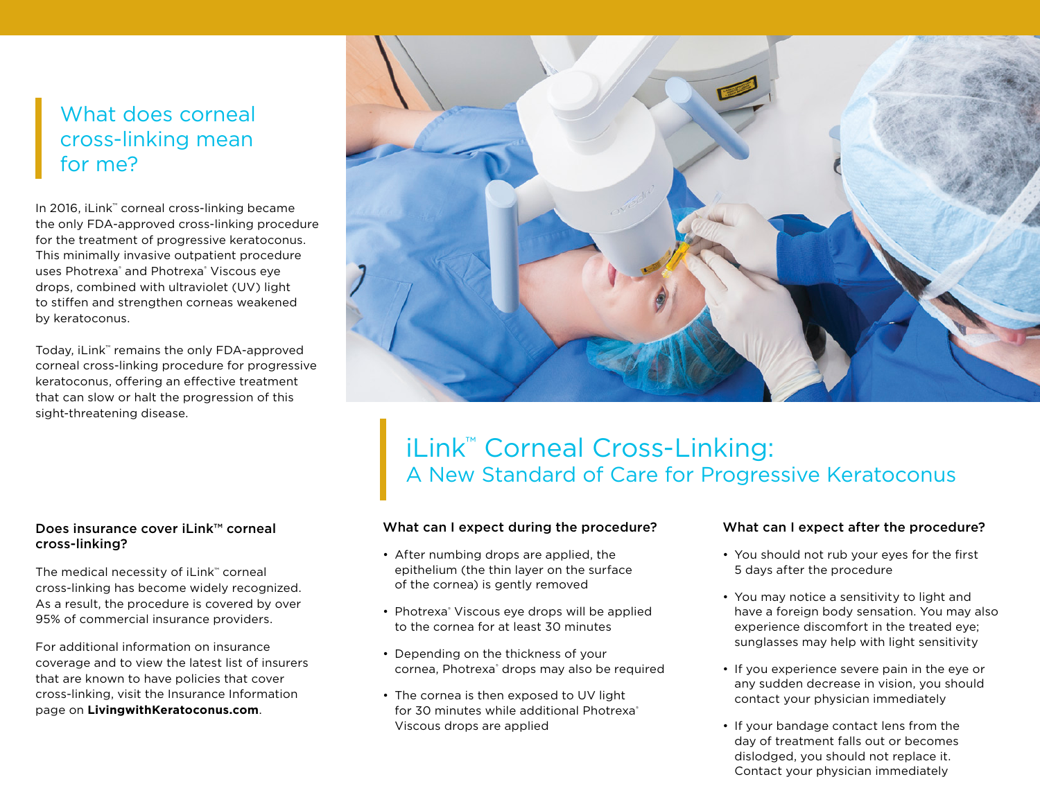## What does corneal cross-linking mean for me?

In 2016, iLink™ corneal cross-linking became the only FDA-approved cross-linking procedure for the treatment of progressive keratoconus. This minimally invasive outpatient procedure uses Photrexa® and Photrexa® Viscous eye drops, combined with ultraviolet (UV) light to stiffen and strengthen corneas weakened by keratoconus.

Today, iLink™ remains the only FDA-approved corneal cross-linking procedure for progressive keratoconus, offering an effective treatment that can slow or halt the progression of this sight-threatening disease.

### Does insurance cover iLink™ corneal cross-linking?

The medical necessity of iLink™ corneal cross-linking has become widely recognized. As a result, the procedure is covered by over 95% of commercial insurance providers.

For additional information on insurance coverage and to view the latest list of insurers that are known to have policies that cover cross-linking, visit the Insurance Information page on **LivingwithKeratoconus.com**.

# iLink™ Corneal Cross-Linking: A New Standard of Care for Progressive Keratoconus

### What can I expect during the procedure?

- After numbing drops are applied, the epithelium (the thin layer on the surface of the cornea) is gently removed
- Photrexa® Viscous eye drops will be applied to the cornea for at least 30 minutes
- Depending on the thickness of your cornea, Photrexa® drops may also be required
- The cornea is then exposed to UV light for 30 minutes while additional Photrexa® Viscous drops are applied

### What can I expect after the procedure?

- You should not rub your eyes for the first 5 days after the procedure
- You may notice a sensitivity to light and have a foreign body sensation. You may also experience discomfort in the treated eye; sunglasses may help with light sensitivity
- If you experience severe pain in the eye or any sudden decrease in vision, you should contact your physician immediately
- If your bandage contact lens from the day of treatment falls out or becomes dislodged, you should not replace it. Contact your physician immediately